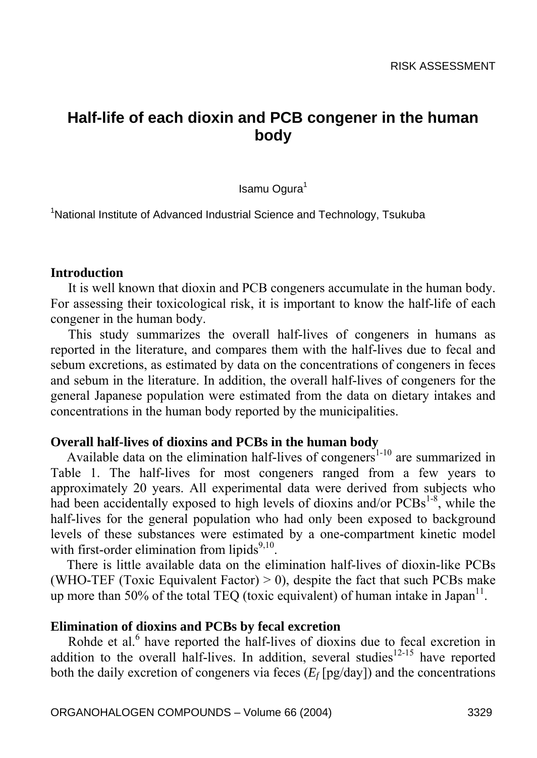RISK ASSESSMENT

# Half-life of each dioxin and PCB congener in the human body

Isamu Ogura[1]

[1]National Institute of Advanced Industrial Science and Technology, Tsukuba

## Introduction

It is well known that dioxin and PCB congeners accumulate in the human body. For assessing their toxicological risk, it is important to know the half-life of each congener in the human body.

This study summarizes the overall half-lives of congeners in humans as reported in the literature, and compares them with the half-lives due to fecal and sebum excretions, as estimated by data on the concentrations of congeners in feces and sebum in the literature. In addition, the overall half-lives of congeners for the general Japanese population were estimated from the data on dietary intakes and concentrations in the human body reported by the municipalities.

## Overall half-lives of dioxins and PCBs in the human body

Available data on the elimination half-lives of congeners[1-10] are summarized in Table 1. The half-lives for most congeners ranged from a few years to approximately 20 years. All experimental data were derived from subjects who had been accidentally exposed to high levels of dioxins and/or PCBs[1-8], while the half-lives for the general population who had only been exposed to background levels of these substances were estimated by a one-compartment kinetic model with first-order elimination from lipids[9,10].

There is little available data on the elimination half-lives of dioxin-like PCBs (WHO-TEF (Toxic Equivalent Factor) > 0), despite the fact that such PCBs make up more than 50% of the total TEQ (toxic equivalent) of human intake in Japan[11].

## Elimination of dioxins and PCBs by fecal excretion

Rohde et al.[6] have reported the half-lives of dioxins due to fecal excretion in addition to the overall half-lives. In addition, several studies[12-15] have reported both the daily excretion of congeners via feces ($E_f$ [pg/day]) and the concentrations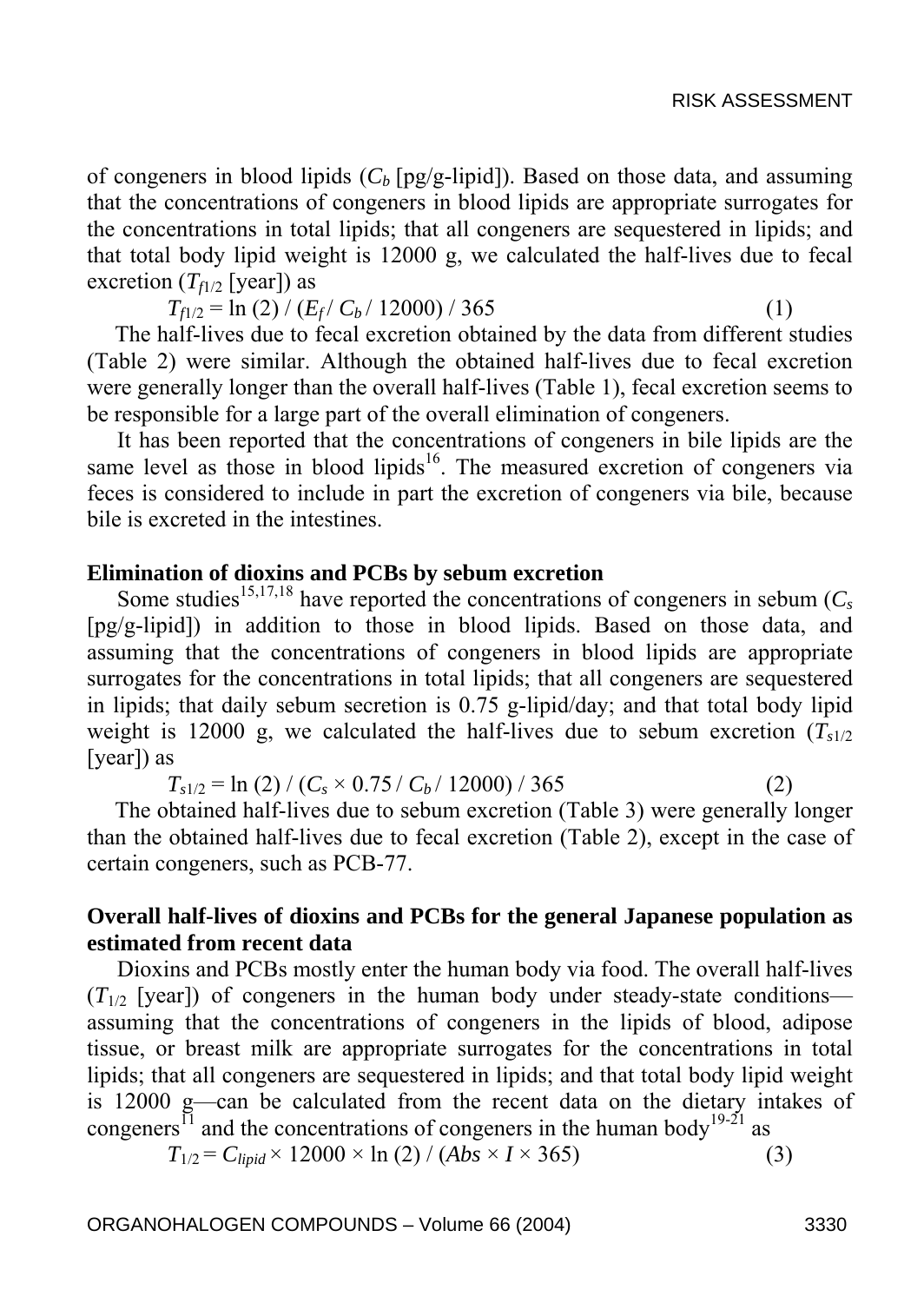of congeners in blood lipids ($C_b$ [pg/g-lipid]). Based on those data, and assuming that the concentrations of congeners in blood lipids are appropriate surrogates for the concentrations in total lipids; that all congeners are sequestered in lipids; and that total body lipid weight is 12000 g, we calculated the half-lives due to fecal excretion ($T_{f1/2}$ [year]) as

$$T_{f1/2} = \ln(2) / (E_f / C_b / 12000) / 365 \quad (1)$$

The half-lives due to fecal excretion obtained by the data from different studies (Table 2) were similar. Although the obtained half-lives due to fecal excretion were generally longer than the overall half-lives (Table 1), fecal excretion seems to be responsible for a large part of the overall elimination of congeners.

It has been reported that the concentrations of congeners in bile lipids are the same level as those in blood lipids[16]. The measured excretion of congeners via feces is considered to include in part the excretion of congeners via bile, because bile is excreted in the intestines.

### Elimination of dioxins and PCBs by sebum excretion

Some studies[15,17,18] have reported the concentrations of congeners in sebum ($C_s$ [pg/g-lipid]) in addition to those in blood lipids. Based on those data, and assuming that the concentrations of congeners in blood lipids are appropriate surrogates for the concentrations in total lipids; that all congeners are sequestered in lipids; that daily sebum secretion is 0.75 g-lipid/day; and that total body lipid weight is 12000 g, we calculated the half-lives due to sebum excretion ($T_{s1/2}$ [year]) as

$$T_{s1/2} = \ln(2) / (C_s \times 0.75 / C_b / 12000) / 365 \quad (2)$$

The obtained half-lives due to sebum excretion (Table 3) were generally longer than the obtained half-lives due to fecal excretion (Table 2), except in the case of certain congeners, such as PCB-77.

### Overall half-lives of dioxins and PCBs for the general Japanese population as estimated from recent data

Dioxins and PCBs mostly enter the human body via food. The overall half-lives ($T_{1/2}$ [year]) of congeners in the human body under steady-state conditions—assuming that the concentrations of congeners in the lipids of blood, adipose tissue, or breast milk are appropriate surrogates for the concentrations in total lipids; that all congeners are sequestered in lipids; and that total body lipid weight is 12000 g—can be calculated from the recent data on the dietary intakes of congeners[11] and the concentrations of congeners in the human body[19-21] as

$$T_{1/2} = C_{lipid} \times 12000 \times \ln(2) / (Abs \times I \times 365) \quad (3)$$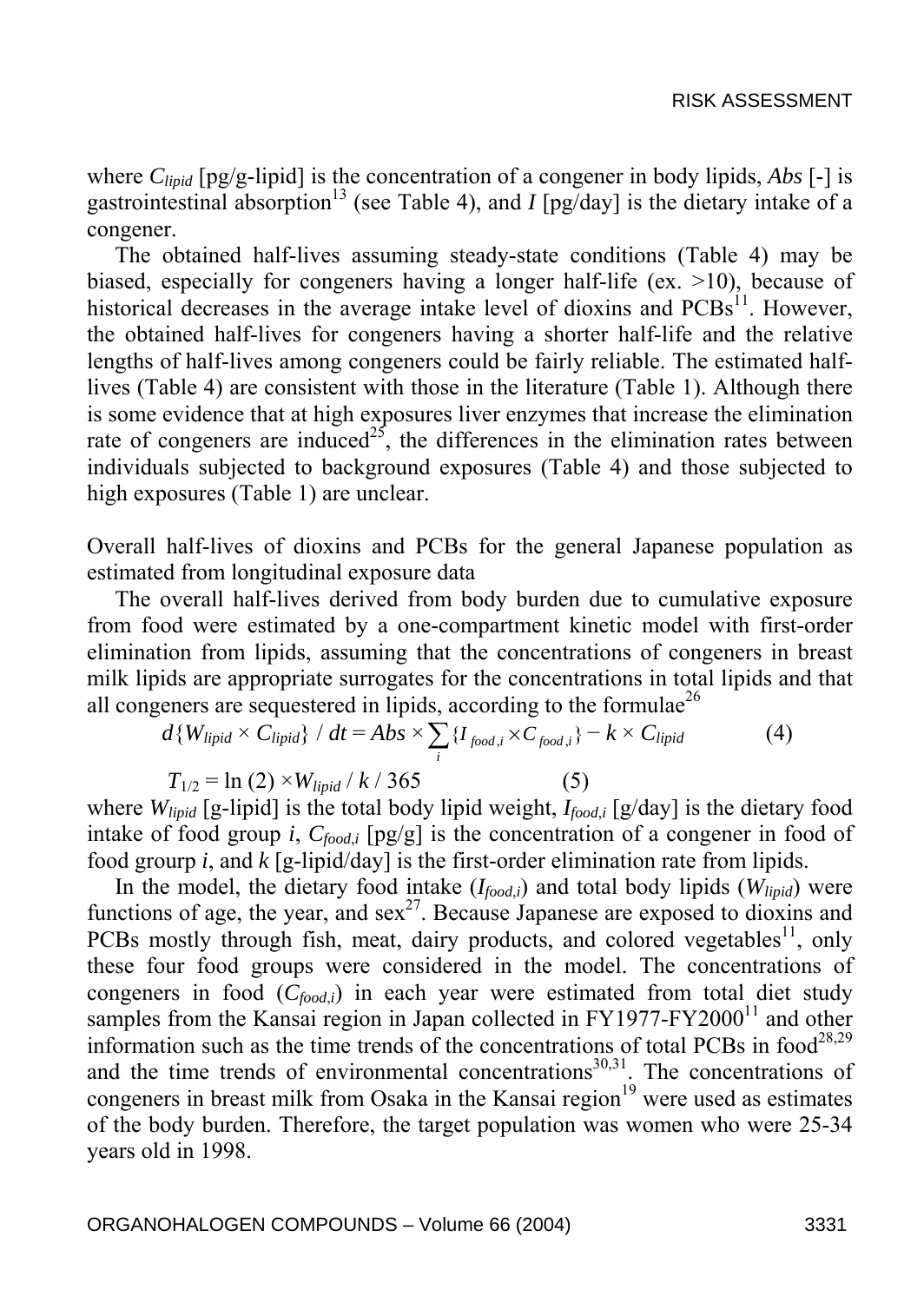where $C_{lipid}$ [pg/g-lipid] is the concentration of a congener in body lipids, $Abs$ [-] is gastrointestinal absorption[13] (see Table 4), and $I$ [pg/day] is the dietary intake of a congener.

The obtained half-lives assuming steady-state conditions (Table 4) may be biased, especially for congeners having a longer half-life (ex. >10), because of historical decreases in the average intake level of dioxins and PCBs[11]. However, the obtained half-lives for congeners having a shorter half-life and the relative lengths of half-lives among congeners could be fairly reliable. The estimated half-lives (Table 4) are consistent with those in the literature (Table 1). Although there is some evidence that at high exposures liver enzymes that increase the elimination rate of congeners are induced[25], the differences in the elimination rates between individuals subjected to background exposures (Table 4) and those subjected to high exposures (Table 1) are unclear.

Overall half-lives of dioxins and PCBs for the general Japanese population as estimated from longitudinal exposure data

The overall half-lives derived from body burden due to cumulative exposure from food were estimated by a one-compartment kinetic model with first-order elimination from lipids, assuming that the concentrations of congeners in breast milk lipids are appropriate surrogates for the concentrations in total lipids and that all congeners are sequestered in lipids, according to the formulae[26]

$$d\{W_{lipid} \times C_{lipid}\} / dt = Abs \times \sum_{i} \{I_{food,i} \times C_{food,i}\} - k \times C_{lipid} \qquad (4)$$

$$T_{1/2} = \ln(2) \times W_{lipid} / k / 365 \qquad (5)$$

where $W_{lipid}$ [g-lipid] is the total body lipid weight, $I_{food,i}$ [g/day] is the dietary food intake of food group $i$, $C_{food,i}$ [pg/g] is the concentration of a congener in food of food grourp $i$, and $k$ [g-lipid/day] is the first-order elimination rate from lipids.

In the model, the dietary food intake ($I_{food,i}$) and total body lipids ($W_{lipid}$) were functions of age, the year, and sex[27]. Because Japanese are exposed to dioxins and PCBs mostly through fish, meat, dairy products, and colored vegetables[11], only these four food groups were considered in the model. The concentrations of congeners in food ($C_{food,i}$) in each year were estimated from total diet study samples from the Kansai region in Japan collected in FY1977-FY2000[11] and other information such as the time trends of the concentrations of total PCBs in food[28,29] and the time trends of environmental concentrations[30,31]. The concentrations of congeners in breast milk from Osaka in the Kansai region[19] were used as estimates of the body burden. Therefore, the target population was women who were 25-34 years old in 1998.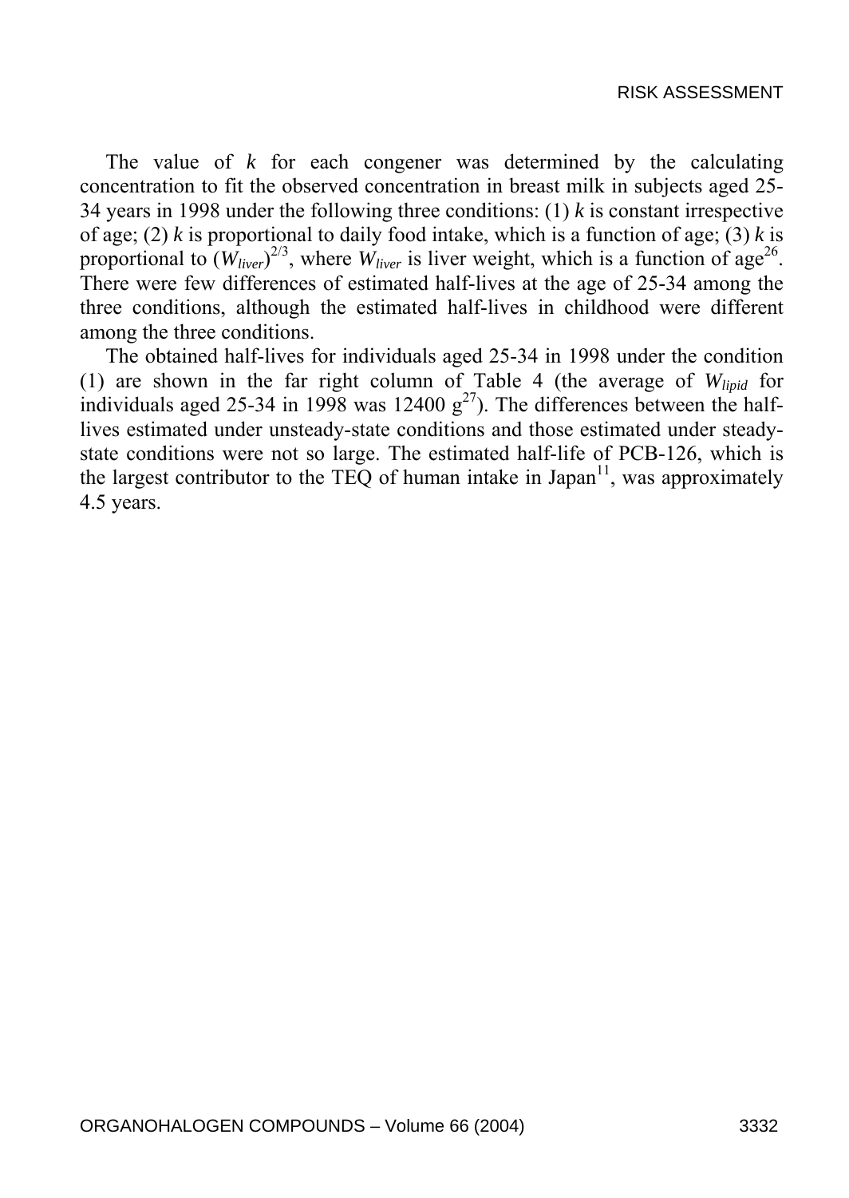The value of $k$ for each congener was determined by the calculating concentration to fit the observed concentration in breast milk in subjects aged 25-34 years in 1998 under the following three conditions: (1) $k$ is constant irrespective of age; (2) $k$ is proportional to daily food intake, which is a function of age; (3) $k$ is proportional to $(W_{liver})^{2/3}$, where $W_{liver}$ is liver weight, which is a function of age[26]. There were few differences of estimated half-lives at the age of 25-34 among the three conditions, although the estimated half-lives in childhood were different among the three conditions.

The obtained half-lives for individuals aged 25-34 in 1998 under the condition (1) are shown in the far right column of Table 4 (the average of $W_{lipid}$ for individuals aged 25-34 in 1998 was 12400 g[27]). The differences between the half-lives estimated under unsteady-state conditions and those estimated under steady-state conditions were not so large. The estimated half-life of PCB-126, which is the largest contributor to the TEQ of human intake in Japan[11], was approximately 4.5 years.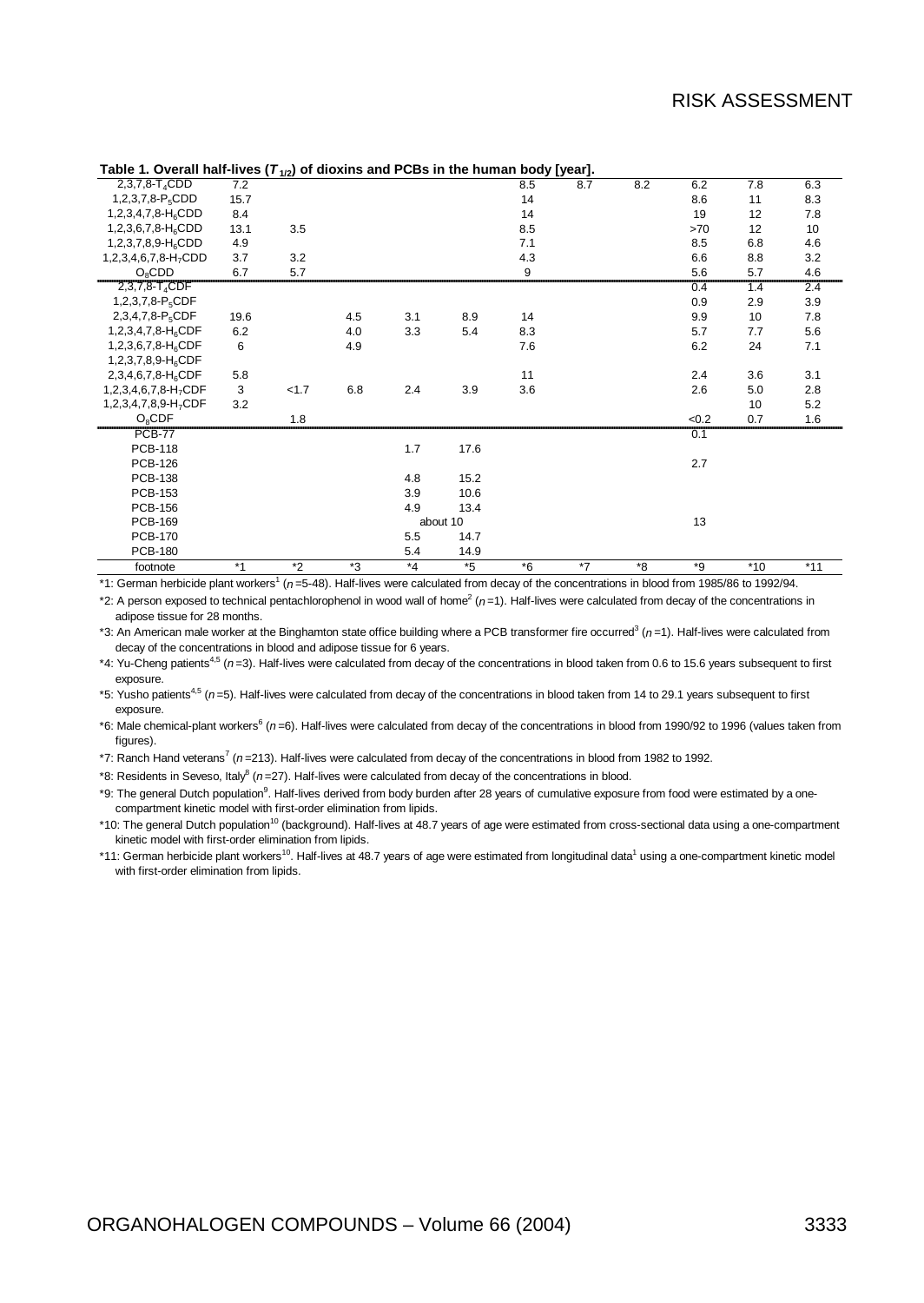**Table 1. Overall half-lives ($T_{1/2}$) of dioxins and PCBs in the human body [year].**

| | | | | | | | | | | | |
|---|---|---|---|---|---|---|---|---|---|---|---|
| 2,3,7,8-$T_4$CDD | 7.2 | | | | | 8.5 | 8.7 | 8.2 | 6.2 | 7.8 | 6.3 |
| 1,2,3,7,8-$P_5$CDD | 15.7 | | | | | 14 | | | 8.6 | 11 | 8.3 |
| 1,2,3,4,7,8-$H_6$CDD | 8.4 | | | | | 14 | | | 19 | 12 | 7.8 |
| 1,2,3,6,7,8-$H_6$CDD | 13.1 | 3.5 | | | | 8.5 | | | >70 | 12 | 10 |
| 1,2,3,7,8,9-$H_6$CDD | 4.9 | | | | | 7.1 | | | 8.5 | 6.8 | 4.6 |
| 1,2,3,4,6,7,8-$H_7$CDD | 3.7 | 3.2 | | | | 4.3 | | | 6.6 | 8.8 | 3.2 |
| $O_8$CDD | 6.7 | 5.7 | | | | 9 | | | 5.6 | 5.7 | 4.6 |
| 2,3,7,8-$T_4$CDF | | | | | | | | | 0.4 | 1.4 | 2.4 |
| 1,2,3,7,8-$P_5$CDF | | | | | | | | | 0.9 | 2.9 | 3.9 |
| 2,3,4,7,8-$P_5$CDF | 19.6 | | 4.5 | 3.1 | 8.9 | 14 | | | 9.9 | 10 | 7.8 |
| 1,2,3,4,7,8-$H_6$CDF | 6.2 | | 4.0 | 3.3 | 5.4 | 8.3 | | | 5.7 | 7.7 | 5.6 |
| 1,2,3,6,7,8-$H_6$CDF | 6 | | 4.9 | | | 7.6 | | | 6.2 | 24 | 7.1 |
| 1,2,3,7,8,9-$H_6$CDF | | | | | | | | | | | |
| 2,3,4,6,7,8-$H_6$CDF | 5.8 | | | | | 11 | | | 2.4 | 3.6 | 3.1 |
| 1,2,3,4,6,7,8-$H_7$CDF | 3 | <1.7 | 6.8 | 2.4 | 3.9 | 3.6 | | | 2.6 | 5.0 | 2.8 |
| 1,2,3,4,7,8,9-$H_7$CDF | 3.2 | | | | | | | | | 10 | 5.2 |
| $O_8$CDF | | 1.8 | | | | | | | <0.2 | 0.7 | 1.6 |
| PCB-77 | | | | | | | | | 0.1 | | |
| PCB-118 | | | | 1.7 | 17.6 | | | | | | |
| PCB-126 | | | | | | | | | 2.7 | | |
| PCB-138 | | | | 4.8 | 15.2 | | | | | | |
| PCB-153 | | | | 3.9 | 10.6 | | | | | | |
| PCB-156 | | | | 4.9 | 13.4 | | | | | | |
| PCB-169 | | | | about 10 | | | | | 13 | | |
| PCB-170 | | | | 5.5 | 14.7 | | | | | | |
| PCB-180 | | | | 5.4 | 14.9 | | | | | | |
| footnote | *1 | *2 | *3 | *4 | *5 | *6 | *7 | *8 | *9 | *10 | *11 |

*1: German herbicide plant workers[1] ($n$=5-48). Half-lives were calculated from decay of the concentrations in blood from 1985/86 to 1992/94.

*2: A person exposed to technical pentachlorophenol in wood wall of home[2] ($n$=1). Half-lives were calculated from decay of the concentrations in adipose tissue for 28 months.

*3: An American male worker at the Binghamton state office building where a PCB transformer fire occurred[3] ($n$=1). Half-lives were calculated from decay of the concentrations in blood and adipose tissue for 6 years.

*4: Yu-Cheng patients[4,5] ($n$=3). Half-lives were calculated from decay of the concentrations in blood taken from 0.6 to 15.6 years subsequent to first exposure.

*5: Yusho patients[4,5] ($n$=5). Half-lives were calculated from decay of the concentrations in blood taken from 14 to 29.1 years subsequent to first exposure.

*6: Male chemical-plant workers[6] ($n$=6). Half-lives were calculated from decay of the concentrations in blood from 1990/92 to 1996 (values taken from figures).

*7: Ranch Hand veterans[7] ($n$=213). Half-lives were calculated from decay of the concentrations in blood from 1982 to 1992.

*8: Residents in Seveso, Italy[8] ($n$=27). Half-lives were calculated from decay of the concentrations in blood.

*9: The general Dutch population[9]. Half-lives derived from body burden after 28 years of cumulative exposure from food were estimated by a one-compartment kinetic model with first-order elimination from lipids.

*10: The general Dutch population[10] (background). Half-lives at 48.7 years of age were estimated from cross-sectional data using a one-compartment kinetic model with first-order elimination from lipids.

*11: German herbicide plant workers[10]. Half-lives at 48.7 years of age were estimated from longitudinal data[1] using a one-compartment kinetic model with first-order elimination from lipids.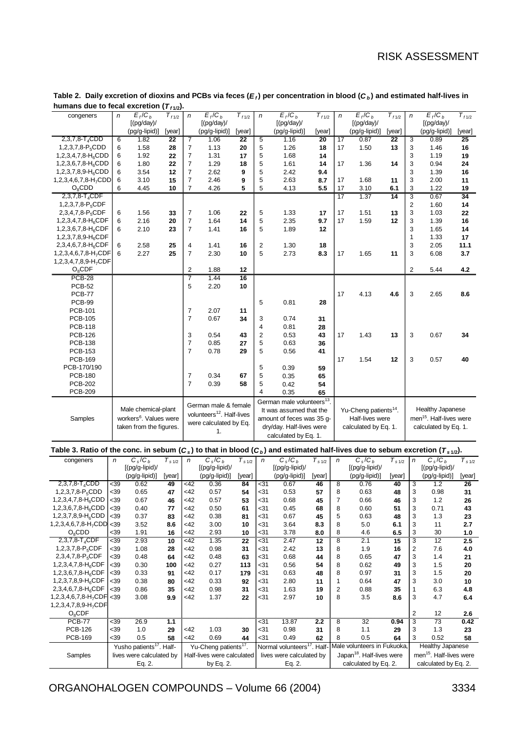**Table 2. Daily excretion of dioxins and PCBs via feces ($E_f$) per concentration in blood ($C_b$) and estimated half-lives in humans due to fecal excretion ($T_{f1/2}$).**

| congeners | $n$ | $E_f/C_b$ [(pg/day)/(pg/g-lipid)] | $T_{f1/2}$ [year] | $n$ | $E_f/C_b$ [(pg/day)/(pg/g-lipid)] | $T_{f1/2}$ [year] | $n$ | $E_f/C_b$ [(pg/day)/(pg/g-lipid)] | $T_{f1/2}$ [year] | $n$ | $E_f/C_b$ [(pg/day)/(pg/g-lipid)] | $T_{f1/2}$ [year] | $n$ | $E_f/C_b$ [(pg/day)/(pg/g-lipid)] | $T_{f1/2}$ [year] |
|---|---|---|---|---|---|---|---|---|---|---|---|---|---|---|---|
| 2,3,7,8-$T_4$CDD | 6 | 1.82 | **22** | 7 | 1.06 | **22** | 5 | 1.16 | **20** | 17 | 0.87 | **22** | 3 | 0.89 | **25** |
| 1,2,3,7,8-$P_5$CDD | 6 | 1.58 | **28** | 7 | 1.13 | **20** | 5 | 1.26 | **18** | 17 | 1.50 | **13** | 3 | 1.46 | **16** |
| 1,2,3,4,7,8-$H_6$CDD | 6 | 1.92 | **22** | 7 | 1.31 | **17** | 5 | 1.68 | **14** | | | | 3 | 1.19 | **19** |
| 1,2,3,6,7,8-$H_6$CDD | 6 | 1.80 | **22** | 7 | 1.29 | **18** | 5 | 1.61 | **14** | 17 | 1.36 | **14** | 3 | 0.94 | **24** |
| 1,2,3,7,8,9-$H_6$CDD | 6 | 3.54 | **12** | 7 | 2.62 | **9** | 5 | 2.42 | **9.4** | | | | 3 | 1.39 | **16** |
| 1,2,3,4,6,7,8-$H_7$CDD | 6 | 3.10 | **15** | 7 | 2.46 | **9** | 5 | 2.63 | **8.7** | 17 | 1.68 | **11** | 3 | 2.00 | **11** |
| $O_8$CDD | 6 | 4.45 | **10** | 7 | 4.26 | **5** | 5 | 4.13 | **5.5** | 17 | 3.10 | **6.1** | 3 | 1.22 | **19** |
| 2,3,7,8-$T_4$CDF | | | | | | | | | | 17 | 1.37 | **14** | 3 | 0.67 | **34** |
| 1,2,3,7,8-$P_5$CDF | | | | | | | | | | | | | 2 | 1.60 | **14** |
| 2,3,4,7,8-$P_5$CDF | 6 | 1.56 | **33** | 7 | 1.06 | **22** | 5 | 1.33 | **17** | 17 | 1.51 | **13** | 3 | 1.03 | **22** |
| 1,2,3,4,7,8-$H_6$CDF | 6 | 2.16 | **20** | 7 | 1.64 | **14** | 5 | 2.35 | **9.7** | 17 | 1.59 | **12** | 3 | 1.39 | **16** |
| 1,2,3,6,7,8-$H_6$CDF | 6 | 2.10 | **23** | 7 | 1.41 | **16** | 5 | 1.89 | **12** | | | | 3 | 1.65 | **14** |
| 1,2,3,7,8,9-$H_6$CDF | | | | | | | | | | | | | 1 | 1.33 | **17** |
| 2,3,4,6,7,8-$H_6$CDF | 6 | 2.58 | **25** | 4 | 1.41 | **16** | 2 | 1.30 | **18** | | | | 3 | 2.05 | **11.1** |
| 1,2,3,4,6,7,8-$H_7$CDF | 6 | 2.27 | **25** | 7 | 2.30 | **10** | 5 | 2.73 | **8.3** | 17 | 1.65 | **11** | 3 | 6.08 | **3.7** |
| 1,2,3,4,7,8,9-$H_7$CDF | | | | | | | | | | | | | | | |
| $O_8$CDF | | | | 2 | 1.88 | **12** | | | | | | | 2 | 5.44 | **4.2** |
| PCB-28 | | | | 7 | 1.44 | **16** | | | | | | | | | |
| PCB-52 | | | | 5 | 2.20 | **10** | | | | | | | | | |
| PCB-77 | | | | | | | | | | 17 | 4.13 | **4.6** | 3 | 2.65 | **8.6** |
| PCB-99 | | | | | | | 5 | 0.81 | **28** | | | | | | |
| PCB-101 | | | | 7 | 2.07 | **11** | | | | | | | | | |
| PCB-105 | | | | 7 | 0.67 | **34** | 3 | 0.74 | **31** | | | | | | |
| PCB-118 | | | | | | | 4 | 0.81 | **28** | | | | | | |
| PCB-126 | | | | 3 | 0.54 | **43** | 2 | 0.53 | **43** | 17 | 1.43 | **13** | 3 | 0.67 | **34** |
| PCB-138 | | | | 7 | 0.85 | **27** | 5 | 0.63 | **36** | | | | | | |
| PCB-153 | | | | 7 | 0.78 | **29** | 5 | 0.56 | **41** | | | | | | |
| PCB-169 | | | | | | | | | | 17 | 1.54 | **12** | 3 | 0.57 | **40** |
| PCB-170/190 | | | | | | | 5 | 0.39 | **59** | | | | | | |
| PCB-180 | | | | 7 | 0.34 | **67** | 5 | 0.35 | **65** | | | | | | |
| PCB-202 | | | | 7 | 0.39 | **58** | 5 | 0.42 | **54** | | | | | | |
| PCB-209 | | | | | | | 4 | 0.35 | **65** | | | | | | |
| Samples | Male chemical-plant workers[6]. Values were taken from the figures. | | | German male & female volunteers[12]. Half-lives were calculated by Eq. 1. | | | German male volunteers[13]. It was assumed that the amount of feces was 35 g-dry/day. Half-lives were calculated by Eq. 1. | | | Yu-Cheng patients[14]. Half-lives were calculated by Eq. 1. | | | Healthy Japanese men[15]. Half-lives were calculated by Eq. 1. | | |

**Table 3. Ratio of the conc. in sebum ($C_s$) to that in blood ($C_b$) and estimated half-lives due to sebum excretion ($T_{s1/2}$).**

| congeners | $n$ | $C_s/C_b$ [(pg/g-lipid)/(pg/g-lipid)] | $T_{s1/2}$ [year] | $n$ | $C_s/C_b$ [(pg/g-lipid)/(pg/g-lipid)] | $T_{s1/2}$ [year] | $n$ | $C_s/C_b$ [(pg/g-lipid)/(pg/g-lipid)] | $T_{s1/2}$ [year] | $n$ | $C_s/C_b$ [(pg/g-lipid)/(pg/g-lipid)] | $T_{s1/2}$ [year] | $n$ | $C_s/C_b$ [(pg/g-lipid)/(pg/g-lipid)] | $T_{s1/2}$ [year] |
|---|---|---|---|---|---|---|---|---|---|---|---|---|---|---|---|
| 2,3,7,8-$T_4$CDD | <39 | 0.62 | **49** | <42 | 0.36 | **84** | <31 | 0.67 | **46** | 8 | 0.76 | **40** | 3 | 1.2 | **26** |
| 1,2,3,7,8-$P_5$CDD | <39 | 0.65 | **47** | <42 | 0.57 | **54** | <31 | 0.53 | **57** | 8 | 0.63 | **48** | 3 | 0.98 | **31** |
| 1,2,3,4,7,8-$H_6$CDD | <39 | 0.67 | **46** | <42 | 0.57 | **53** | <31 | 0.68 | **45** | 7 | 0.66 | **46** | 3 | 1.2 | **26** |
| 1,2,3,6,7,8-$H_6$CDD | <39 | 0.40 | **77** | <42 | 0.50 | **61** | <31 | 0.45 | **68** | 8 | 0.60 | **51** | 3 | 0.71 | **43** |
| 1,2,3,7,8,9-$H_6$CDD | <39 | 0.37 | **83** | <42 | 0.38 | **81** | <31 | 0.67 | **45** | 5 | 0.63 | **48** | 3 | 1.3 | **23** |
| 1,2,3,4,6,7,8-$H_7$CDD | <39 | 3.52 | **8.6** | <42 | 3.00 | **10** | <31 | 3.64 | **8.3** | 8 | 5.0 | **6.1** | 3 | 11 | **2.7** |
| $O_8$CDD | <39 | 1.91 | **16** | <42 | 2.93 | **10** | <31 | 3.78 | **8.0** | 8 | 4.6 | **6.5** | 3 | 30 | **1.0** |
| 2,3,7,8-$T_4$CDF | <39 | 2.93 | **10** | <42 | 1.35 | **22** | <31 | 2.47 | **12** | 8 | 2.1 | **15** | 3 | 12 | **2.5** |
| 1,2,3,7,8-$P_5$CDF | <39 | 1.08 | **28** | <42 | 0.98 | **31** | <31 | 2.42 | **13** | 8 | 1.9 | **16** | 2 | 7.6 | **4.0** |
| 2,3,4,7,8-$P_5$CDF | <39 | 0.48 | **64** | <42 | 0.48 | **63** | <31 | 0.68 | **44** | 8 | 0.65 | **47** | 3 | 1.4 | **21** |
| 1,2,3,4,7,8-$H_6$CDF | <39 | 0.30 | **100** | <42 | 0.27 | **113** | <31 | 0.56 | **54** | 8 | 0.62 | **49** | 3 | 1.5 | **20** |
| 1,2,3,6,7,8-$H_6$CDF | <39 | 0.33 | **91** | <42 | 0.17 | **179** | <31 | 0.63 | **48** | 8 | 0.97 | **31** | 3 | 1.5 | **20** |
| 1,2,3,7,8,9-$H_6$CDF | <39 | 0.38 | **80** | <42 | 0.33 | **92** | <31 | 2.80 | **11** | 1 | 0.64 | **47** | 3 | 3.0 | **10** |
| 2,3,4,6,7,8-$H_6$CDF | <39 | 0.86 | **35** | <42 | 0.98 | **31** | <31 | 1.63 | **19** | 2 | 0.88 | **35** | 1 | 6.3 | **4.8** |
| 1,2,3,4,6,7,8-$H_7$CDF | <39 | 3.08 | **9.9** | <42 | 1.37 | **22** | <31 | 2.97 | **10** | 8 | 3.5 | **8.6** | 3 | 4.7 | **6.4** |
| 1,2,3,4,7,8,9-$H_7$CDF | | | | | | | | | | | | | | | |
| $O_8$CDF | | | | | | | | | | | | | 2 | 12 | **2.6** |
| PCB-77 | <39 | 26.9 | **1.1** | | | | <31 | 13.87 | **2.2** | 8 | 32 | **0.94** | 3 | 73 | **0.42** |
| PCB-126 | <39 | 1.0 | **29** | <42 | 1.03 | **30** | <31 | 0.98 | **31** | 8 | 1.1 | **29** | 3 | 1.3 | **23** |
| PCB-169 | <39 | 0.5 | **58** | <42 | 0.69 | **44** | <31 | 0.49 | **62** | 8 | 0.5 | **64** | 3 | 0.52 | **58** |
| Samples | Yusho patients[17]. Half-lives were calculated by Eq. 2. | | | Yu-Cheng patients[17]. Half-lives were calculated by Eq. 2. | | | Normal volunteers[17]. Half-lives were calculated by Eq. 2. | | | Male volunteers in Fukuoka, Japan[18]. Half-lives were calculated by Eq. 2. | | | Healthy Japanese men[15]. Half-lives were calculated by Eq. 2. | | |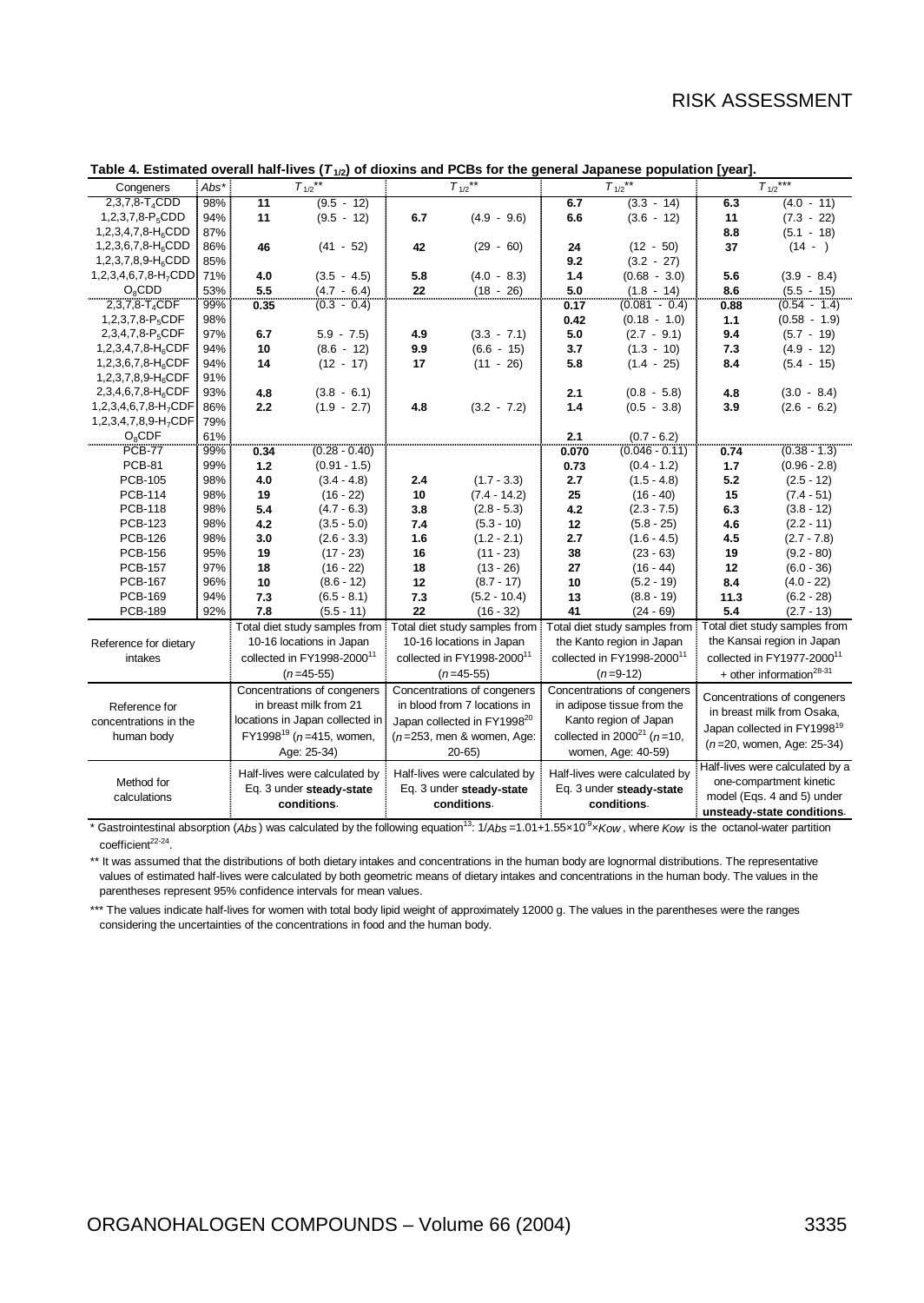Table 4. Estimated overall half-lives ($T_{1/2}$) of dioxins and PCBs for the general Japanese population [year].

| Congeners | $Abs$* | $T_{1/2}$** | | $T_{1/2}$** | | $T_{1/2}$** | | $T_{1/2}$*** | |
|---|---|---|---|---|---|---|---|---|---|
| 2,3,7,8-$T_4$CDD | 98% | 11 | (9.5 - 12) | | | 6.7 | (3.3 - 14) | 6.3 | (4.0 - 11) |
| 1,2,3,7,8-$P_5$CDD | 94% | 11 | (9.5 - 12) | 6.7 | (4.9 - 9.6) | 6.6 | (3.6 - 12) | 11 | (7.3 - 22) |
| 1,2,3,4,7,8-$H_6$CDD | 87% | | | | | | | 8.8 | (5.1 - 18) |
| 1,2,3,6,7,8-$H_6$CDD | 86% | 46 | (41 - 52) | 42 | (29 - 60) | 24 | (12 - 50) | 37 | (14 - ) |
| 1,2,3,7,8,9-$H_6$CDD | 85% | | | | | 9.2 | (3.2 - 27) | | |
| 1,2,3,4,6,7,8-$H_7$CDD | 71% | 4.0 | (3.5 - 4.5) | 5.8 | (4.0 - 8.3) | 1.4 | (0.68 - 3.0) | 5.6 | (3.9 - 8.4) |
| $O_8$CDD | 53% | 5.5 | (4.7 - 6.4) | 22 | (18 - 26) | 5.0 | (1.8 - 14) | 8.6 | (5.5 - 15) |
| 2,3,7,8-$T_4$CDF | 99% | 0.35 | (0.3 - 0.4) | | | 0.17 | (0.081 - 0.4) | 0.88 | (0.54 - 1.4) |
| 1,2,3,7,8-$P_5$CDF | 98% | | | | | 0.42 | (0.18 - 1.0) | 1.1 | (0.58 - 1.9) |
| 2,3,4,7,8-$P_5$CDF | 97% | 6.7 | 5.9 - 7.5) | 4.9 | (3.3 - 7.1) | 5.0 | (2.7 - 9.1) | 9.4 | (5.7 - 19) |
| 1,2,3,4,7,8-$H_6$CDF | 94% | 10 | (8.6 - 12) | 9.9 | (6.6 - 15) | 3.7 | (1.3 - 10) | 7.3 | (4.9 - 12) |
| 1,2,3,6,7,8-$H_6$CDF | 94% | 14 | (12 - 17) | 17 | (11 - 26) | 5.8 | (1.4 - 25) | 8.4 | (5.4 - 15) |
| 1,2,3,7,8,9-$H_6$CDF | 91% | | | | | | | | |
| 2,3,4,6,7,8-$H_6$CDF | 93% | 4.8 | (3.8 - 6.1) | | | 2.1 | (0.8 - 5.8) | 4.8 | (3.0 - 8.4) |
| 1,2,3,4,6,7,8-$H_7$CDF | 86% | 2.2 | (1.9 - 2.7) | 4.8 | (3.2 - 7.2) | 1.4 | (0.5 - 3.8) | 3.9 | (2.6 - 6.2) |
| 1,2,3,4,7,8,9-$H_7$CDF | 79% | | | | | | | | |
| $O_8$CDF | 61% | | | | | 2.1 | (0.7 - 6.2) | | |
| PCB-77 | 99% | 0.34 | (0.28 - 0.40) | | | 0.070 | (0.046 - 0.11) | 0.74 | (0.38 - 1.3) |
| PCB-81 | 99% | 1.2 | (0.91 - 1.5) | | | 0.73 | (0.4 - 1.2) | 1.7 | (0.96 - 2.8) |
| PCB-105 | 98% | 4.0 | (3.4 - 4.8) | 2.4 | (1.7 - 3.3) | 2.7 | (1.5 - 4.8) | 5.2 | (2.5 - 12) |
| PCB-114 | 98% | 19 | (16 - 22) | 10 | (7.4 - 14.2) | 25 | (16 - 40) | 15 | (7.4 - 51) |
| PCB-118 | 98% | 5.4 | (4.7 - 6.3) | 3.8 | (2.8 - 5.3) | 4.2 | (2.3 - 7.5) | 6.3 | (3.8 - 12) |
| PCB-123 | 98% | 4.2 | (3.5 - 5.0) | 7.4 | (5.3 - 10) | 12 | (5.8 - 25) | 4.6 | (2.2 - 11) |
| PCB-126 | 98% | 3.0 | (2.6 - 3.3) | 1.6 | (1.2 - 2.1) | 2.7 | (1.6 - 4.5) | 4.5 | (2.7 - 7.8) |
| PCB-156 | 95% | 19 | (17 - 23) | 16 | (11 - 23) | 38 | (23 - 63) | 19 | (9.2 - 80) |
| PCB-157 | 97% | 18 | (16 - 22) | 18 | (13 - 26) | 27 | (16 - 44) | 12 | (6.0 - 36) |
| PCB-167 | 96% | 10 | (8.6 - 12) | 12 | (8.7 - 17) | 10 | (5.2 - 19) | 8.4 | (4.0 - 22) |
| PCB-169 | 94% | 7.3 | (6.5 - 8.1) | 7.3 | (5.2 - 10.4) | 13 | (8.8 - 19) | 11.3 | (6.2 - 28) |
| PCB-189 | 92% | 7.8 | (5.5 - 11) | 22 | (16 - 32) | 41 | (24 - 69) | 5.4 | (2.7 - 13) |
| Reference for dietary intakes | | Total diet study samples from 10-16 locations in Japan collected in FY1998-2000[11] ($n$=45-55) | | Total diet study samples from 10-16 locations in Japan collected in FY1998-2000[11] ($n$=45-55) | | Total diet study samples from the Kanto region in Japan collected in FY1998-2000[11] ($n$=9-12) | | Total diet study samples from the Kansai region in Japan collected in FY1977-2000[11] + other information[28-31] | |
| Reference for concentrations in the human body | | Concentrations of congeners in breast milk from 21 locations in Japan collected in FY1998[19] ($n$=415, women, Age: 25-34) | | Concentrations of congeners in blood from 7 locations in Japan collected in FY1998[20] ($n$=253, men & women, Age: 20-65) | | Concentrations of congeners in adipose tissue from the Kanto region of Japan collected in 2000[21] ($n$=10, women, Age: 40-59) | | Concentrations of congeners in breast milk from Osaka, Japan collected in FY1998[19] ($n$=20, women, Age: 25-34) | |
| Method for calculations | | Half-lives were calculated by Eq. 3 under **steady-state conditions**. | | Half-lives were calculated by Eq. 3 under **steady-state conditions**. | | Half-lives were calculated by Eq. 3 under **steady-state conditions**. | | Half-lives were calculated by a one-compartment kinetic model (Eqs. 4 and 5) under **unsteady-state conditions**. | |

\* Gastrointestinal absorption ($Abs$) was calculated by the following equation[13]: $1/Abs = 1.01 + 1.55 \times 10^{-9} \times Kow$, where $Kow$ is the octanol-water partition coefficient[22-24].

\*\* It was assumed that the distributions of both dietary intakes and concentrations in the human body are lognormal distributions. The representative values of estimated half-lives were calculated by both geometric means of dietary intakes and concentrations in the human body. The values in the parentheses represent 95% confidence intervals for mean values.

\*\*\* The values indicate half-lives for women with total body lipid weight of approximately 12000 g. The values in the parentheses were the ranges considering the uncertainties of the concentrations in food and the human body.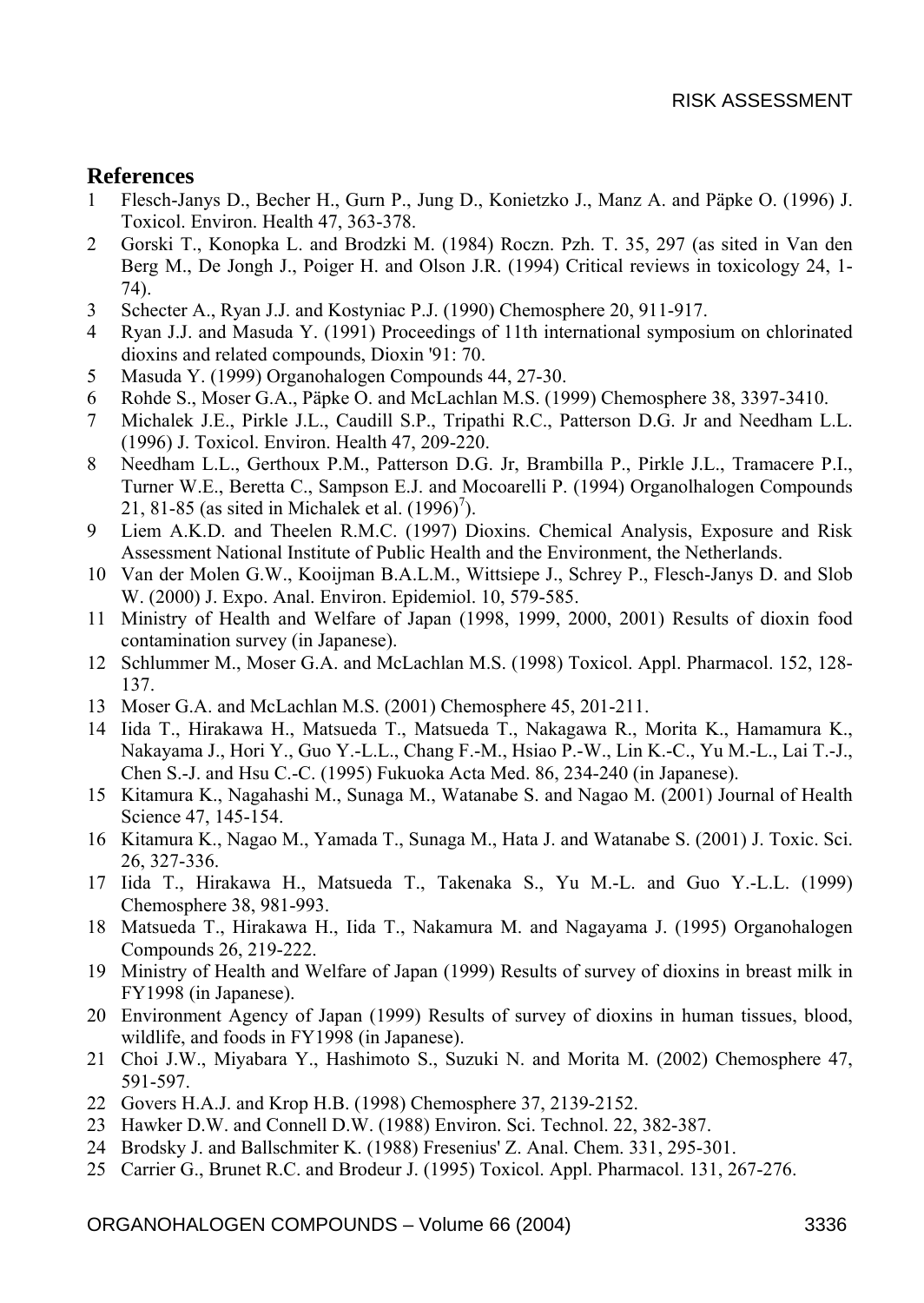## References

1. Flesch-Janys D., Becher H., Gurn P., Jung D., Konietzko J., Manz A. and Päpke O. (1996) J. Toxicol. Environ. Health 47, 363-378.
2. Gorski T., Konopka L. and Brodzki M. (1984) Roczn. Pzh. T. 35, 297 (as sited in Van den Berg M., De Jongh J., Poiger H. and Olson J.R. (1994) Critical reviews in toxicology 24, 1-74).
3. Schecter A., Ryan J.J. and Kostyniac P.J. (1990) Chemosphere 20, 911-917.
4. Ryan J.J. and Masuda Y. (1991) Proceedings of 11th international symposium on chlorinated dioxins and related compounds, Dioxin '91: 70.
5. Masuda Y. (1999) Organohalogen Compounds 44, 27-30.
6. Rohde S., Moser G.A., Päpke O. and McLachlan M.S. (1999) Chemosphere 38, 3397-3410.
7. Michalek J.E., Pirkle J.L., Caudill S.P., Tripathi R.C., Patterson D.G. Jr and Needham L.L. (1996) J. Toxicol. Environ. Health 47, 209-220.
8. Needham L.L., Gerthoux P.M., Patterson D.G. Jr, Brambilla P., Pirkle J.L., Tramacere P.I., Turner W.E., Beretta C., Sampson E.J. and Mocoarelli P. (1994) Organolhalogen Compounds 21, 81-85 (as sited in Michalek et al. (1996)[7]).
9. Liem A.K.D. and Theelen R.M.C. (1997) Dioxins. Chemical Analysis, Exposure and Risk Assessment National Institute of Public Health and the Environment, the Netherlands.
10. Van der Molen G.W., Kooijman B.A.L.M., Wittsiepe J., Schrey P., Flesch-Janys D. and Slob W. (2000) J. Expo. Anal. Environ. Epidemiol. 10, 579-585.
11. Ministry of Health and Welfare of Japan (1998, 1999, 2000, 2001) Results of dioxin food contamination survey (in Japanese).
12. Schlummer M., Moser G.A. and McLachlan M.S. (1998) Toxicol. Appl. Pharmacol. 152, 128-137.
13. Moser G.A. and McLachlan M.S. (2001) Chemosphere 45, 201-211.
14. Iida T., Hirakawa H., Matsueda T., Matsueda T., Nakagawa R., Morita K., Hamamura K., Nakayama J., Hori Y., Guo Y.-L.L., Chang F.-M., Hsiao P.-W., Lin K.-C., Yu M.-L., Lai T.-J., Chen S.-J. and Hsu C.-C. (1995) Fukuoka Acta Med. 86, 234-240 (in Japanese).
15. Kitamura K., Nagahashi M., Sunaga M., Watanabe S. and Nagao M. (2001) Journal of Health Science 47, 145-154.
16. Kitamura K., Nagao M., Yamada T., Sunaga M., Hata J. and Watanabe S. (2001) J. Toxic. Sci. 26, 327-336.
17. Iida T., Hirakawa H., Matsueda T., Takenaka S., Yu M.-L. and Guo Y.-L.L. (1999) Chemosphere 38, 981-993.
18. Matsueda T., Hirakawa H., Iida T., Nakamura M. and Nagayama J. (1995) Organohalogen Compounds 26, 219-222.
19. Ministry of Health and Welfare of Japan (1999) Results of survey of dioxins in breast milk in FY1998 (in Japanese).
20. Environment Agency of Japan (1999) Results of survey of dioxins in human tissues, blood, wildlife, and foods in FY1998 (in Japanese).
21. Choi J.W., Miyabara Y., Hashimoto S., Suzuki N. and Morita M. (2002) Chemosphere 47, 591-597.
22. Govers H.A.J. and Krop H.B. (1998) Chemosphere 37, 2139-2152.
23. Hawker D.W. and Connell D.W. (1988) Environ. Sci. Technol. 22, 382-387.
24. Brodsky J. and Ballschmiter K. (1988) Fresenius' Z. Anal. Chem. 331, 295-301.
25. Carrier G., Brunet R.C. and Brodeur J. (1995) Toxicol. Appl. Pharmacol. 131, 267-276.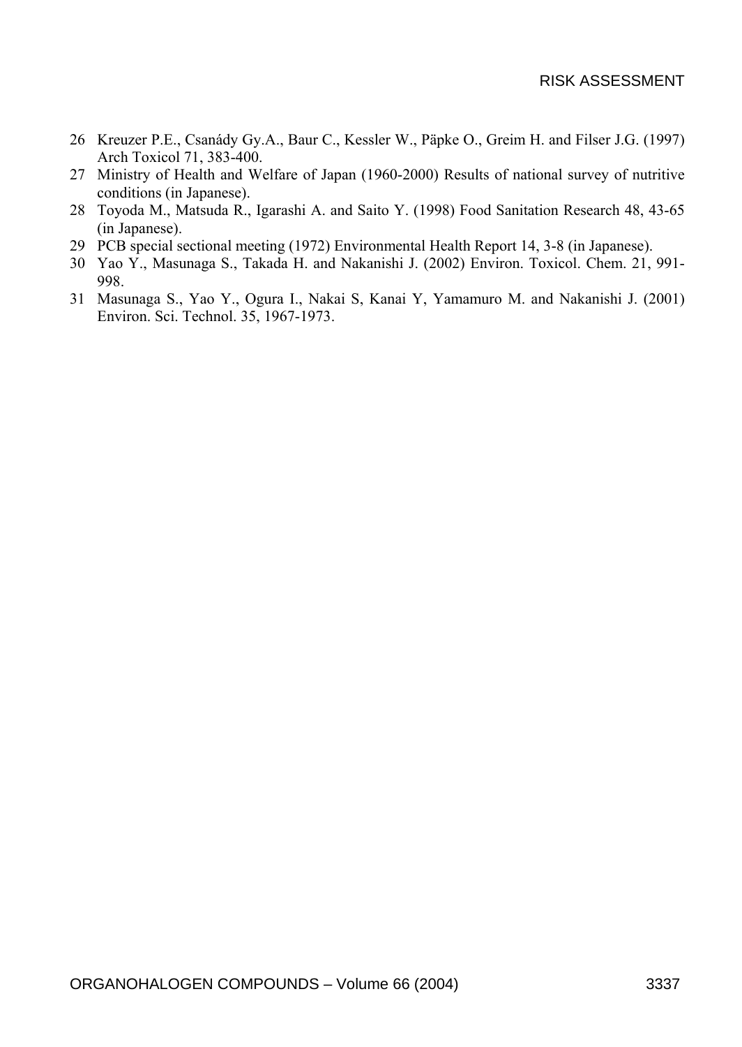26 Kreuzer P.E., Csanády Gy.A., Baur C., Kessler W., Päpke O., Greim H. and Filser J.G. (1997) Arch Toxicol 71, 383-400.

27 Ministry of Health and Welfare of Japan (1960-2000) Results of national survey of nutritive conditions (in Japanese).

28 Toyoda M., Matsuda R., Igarashi A. and Saito Y. (1998) Food Sanitation Research 48, 43-65 (in Japanese).

29 PCB special sectional meeting (1972) Environmental Health Report 14, 3-8 (in Japanese).

30 Yao Y., Masunaga S., Takada H. and Nakanishi J. (2002) Environ. Toxicol. Chem. 21, 991-998.

31 Masunaga S., Yao Y., Ogura I., Nakai S, Kanai Y, Yamamuro M. and Nakanishi J. (2001) Environ. Sci. Technol. 35, 1967-1973.